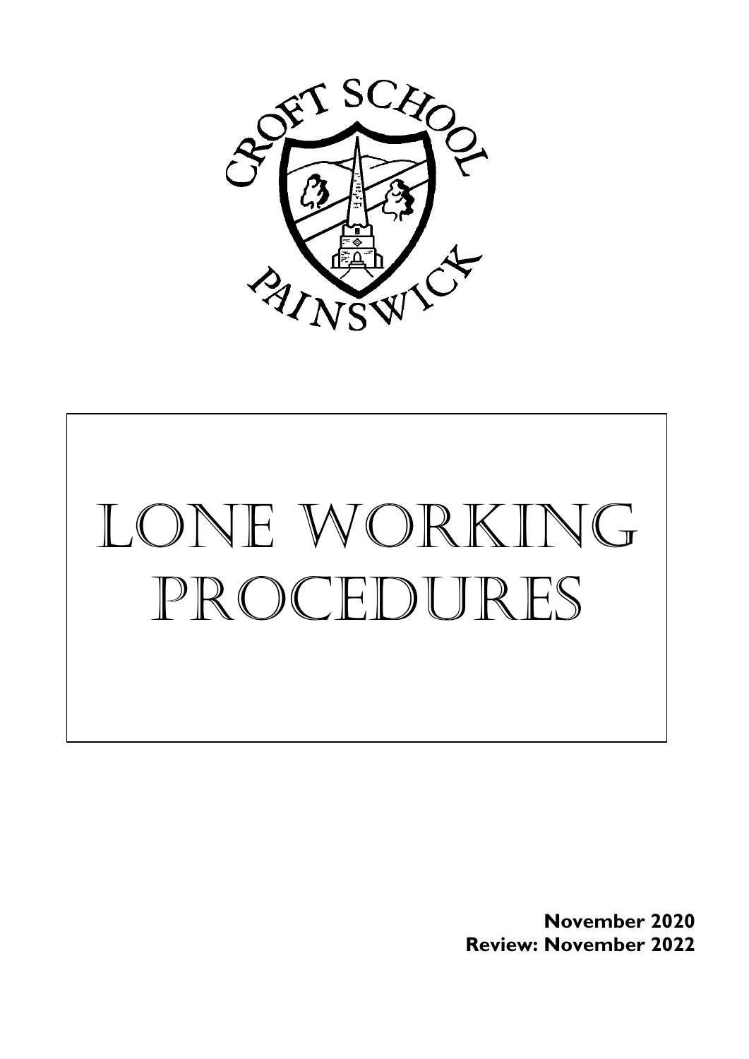# LONE WORKING PROCEDURES

**November 2020**
**Review: November 2022**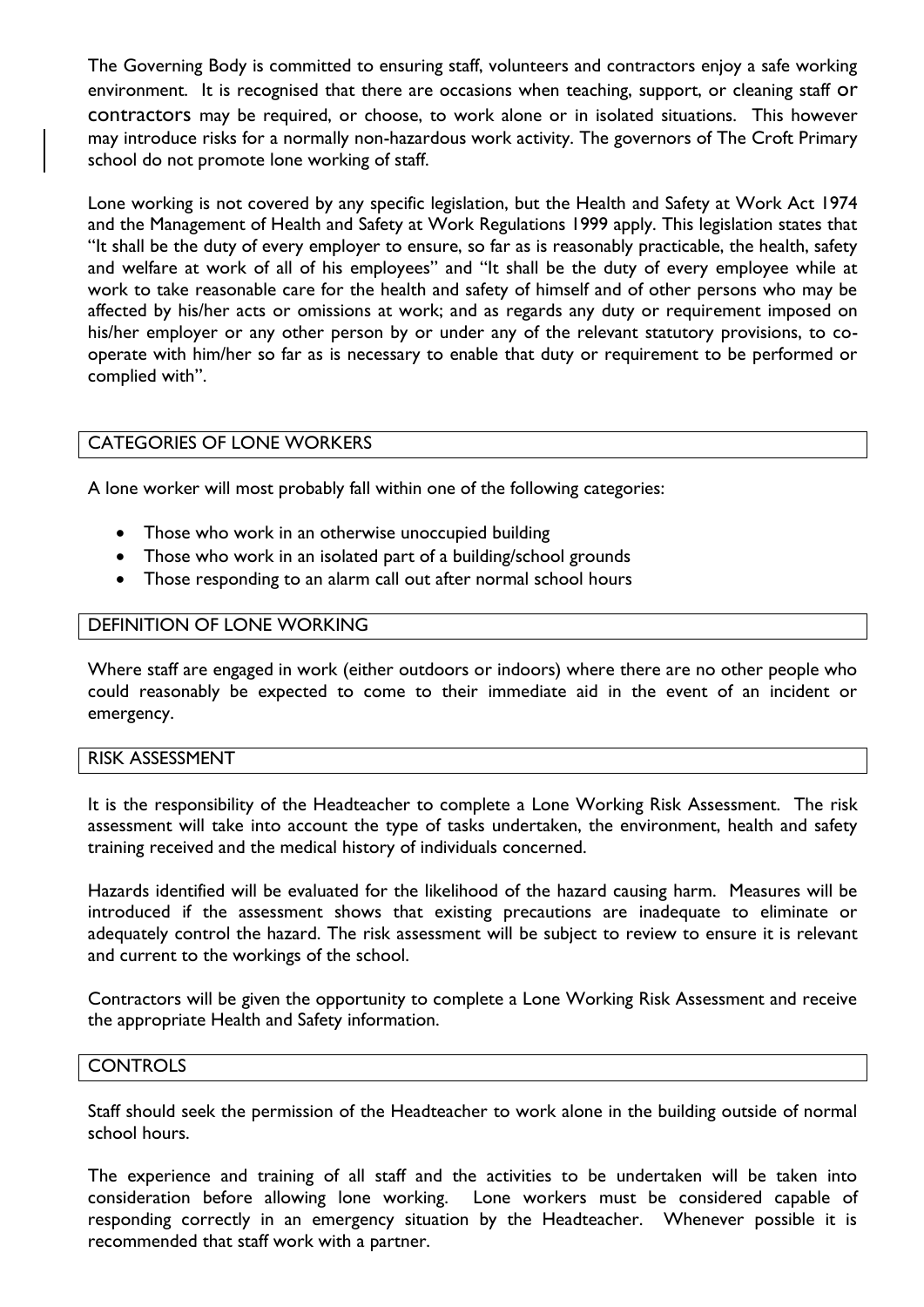The Governing Body is committed to ensuring staff, volunteers and contractors enjoy a safe working environment. It is recognised that there are occasions when teaching, support, or cleaning staff or contractors may be required, or choose, to work alone or in isolated situations. This however may introduce risks for a normally non-hazardous work activity. The governors of The Croft Primary school do not promote lone working of staff.

Lone working is not covered by any specific legislation, but the Health and Safety at Work Act 1974 and the Management of Health and Safety at Work Regulations 1999 apply. This legislation states that "It shall be the duty of every employer to ensure, so far as is reasonably practicable, the health, safety and welfare at work of all of his employees" and "It shall be the duty of every employee while at work to take reasonable care for the health and safety of himself and of other persons who may be affected by his/her acts or omissions at work; and as regards any duty or requirement imposed on his/her employer or any other person by or under any of the relevant statutory provisions, to co-operate with him/her so far as is necessary to enable that duty or requirement to be performed or complied with".

## CATEGORIES OF LONE WORKERS

A lone worker will most probably fall within one of the following categories:

- Those who work in an otherwise unoccupied building
- Those who work in an isolated part of a building/school grounds
- Those responding to an alarm call out after normal school hours

## DEFINITION OF LONE WORKING

Where staff are engaged in work (either outdoors or indoors) where there are no other people who could reasonably be expected to come to their immediate aid in the event of an incident or emergency.

## RISK ASSESSMENT

It is the responsibility of the Headteacher to complete a Lone Working Risk Assessment. The risk assessment will take into account the type of tasks undertaken, the environment, health and safety training received and the medical history of individuals concerned.

Hazards identified will be evaluated for the likelihood of the hazard causing harm. Measures will be introduced if the assessment shows that existing precautions are inadequate to eliminate or adequately control the hazard. The risk assessment will be subject to review to ensure it is relevant and current to the workings of the school.

Contractors will be given the opportunity to complete a Lone Working Risk Assessment and receive the appropriate Health and Safety information.

## CONTROLS

Staff should seek the permission of the Headteacher to work alone in the building outside of normal school hours.

The experience and training of all staff and the activities to be undertaken will be taken into consideration before allowing lone working. Lone workers must be considered capable of responding correctly in an emergency situation by the Headteacher. Whenever possible it is recommended that staff work with a partner.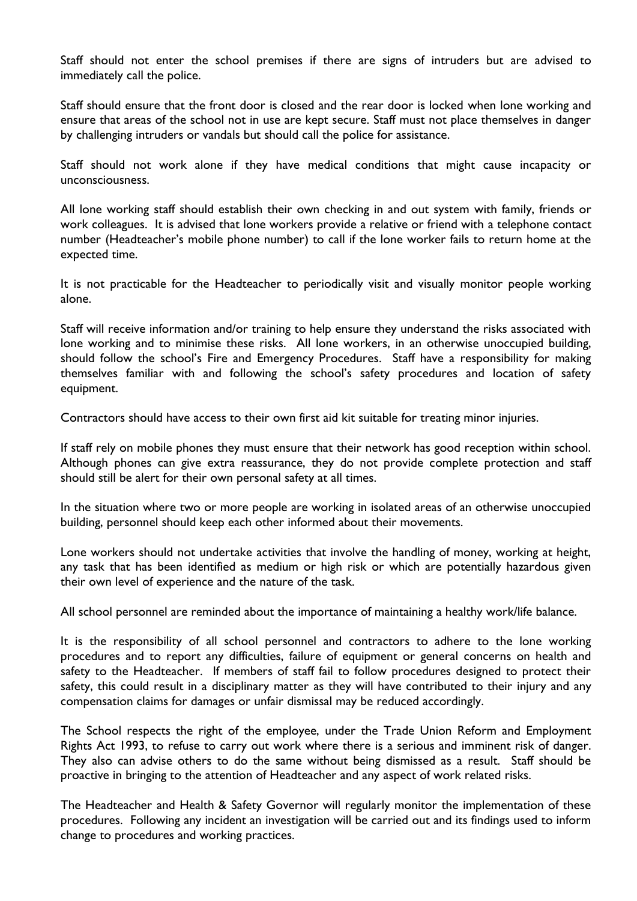Staff should not enter the school premises if there are signs of intruders but are advised to immediately call the police.

Staff should ensure that the front door is closed and the rear door is locked when lone working and ensure that areas of the school not in use are kept secure. Staff must not place themselves in danger by challenging intruders or vandals but should call the police for assistance.

Staff should not work alone if they have medical conditions that might cause incapacity or unconsciousness.

All lone working staff should establish their own checking in and out system with family, friends or work colleagues. It is advised that lone workers provide a relative or friend with a telephone contact number (Headteacher's mobile phone number) to call if the lone worker fails to return home at the expected time.

It is not practicable for the Headteacher to periodically visit and visually monitor people working alone.

Staff will receive information and/or training to help ensure they understand the risks associated with lone working and to minimise these risks. All lone workers, in an otherwise unoccupied building, should follow the school's Fire and Emergency Procedures. Staff have a responsibility for making themselves familiar with and following the school's safety procedures and location of safety equipment.

Contractors should have access to their own first aid kit suitable for treating minor injuries.

If staff rely on mobile phones they must ensure that their network has good reception within school. Although phones can give extra reassurance, they do not provide complete protection and staff should still be alert for their own personal safety at all times.

In the situation where two or more people are working in isolated areas of an otherwise unoccupied building, personnel should keep each other informed about their movements.

Lone workers should not undertake activities that involve the handling of money, working at height, any task that has been identified as medium or high risk or which are potentially hazardous given their own level of experience and the nature of the task.

All school personnel are reminded about the importance of maintaining a healthy work/life balance.

It is the responsibility of all school personnel and contractors to adhere to the lone working procedures and to report any difficulties, failure of equipment or general concerns on health and safety to the Headteacher. If members of staff fail to follow procedures designed to protect their safety, this could result in a disciplinary matter as they will have contributed to their injury and any compensation claims for damages or unfair dismissal may be reduced accordingly.

The School respects the right of the employee, under the Trade Union Reform and Employment Rights Act 1993, to refuse to carry out work where there is a serious and imminent risk of danger. They also can advise others to do the same without being dismissed as a result. Staff should be proactive in bringing to the attention of Headteacher and any aspect of work related risks.

The Headteacher and Health & Safety Governor will regularly monitor the implementation of these procedures. Following any incident an investigation will be carried out and its findings used to inform change to procedures and working practices.